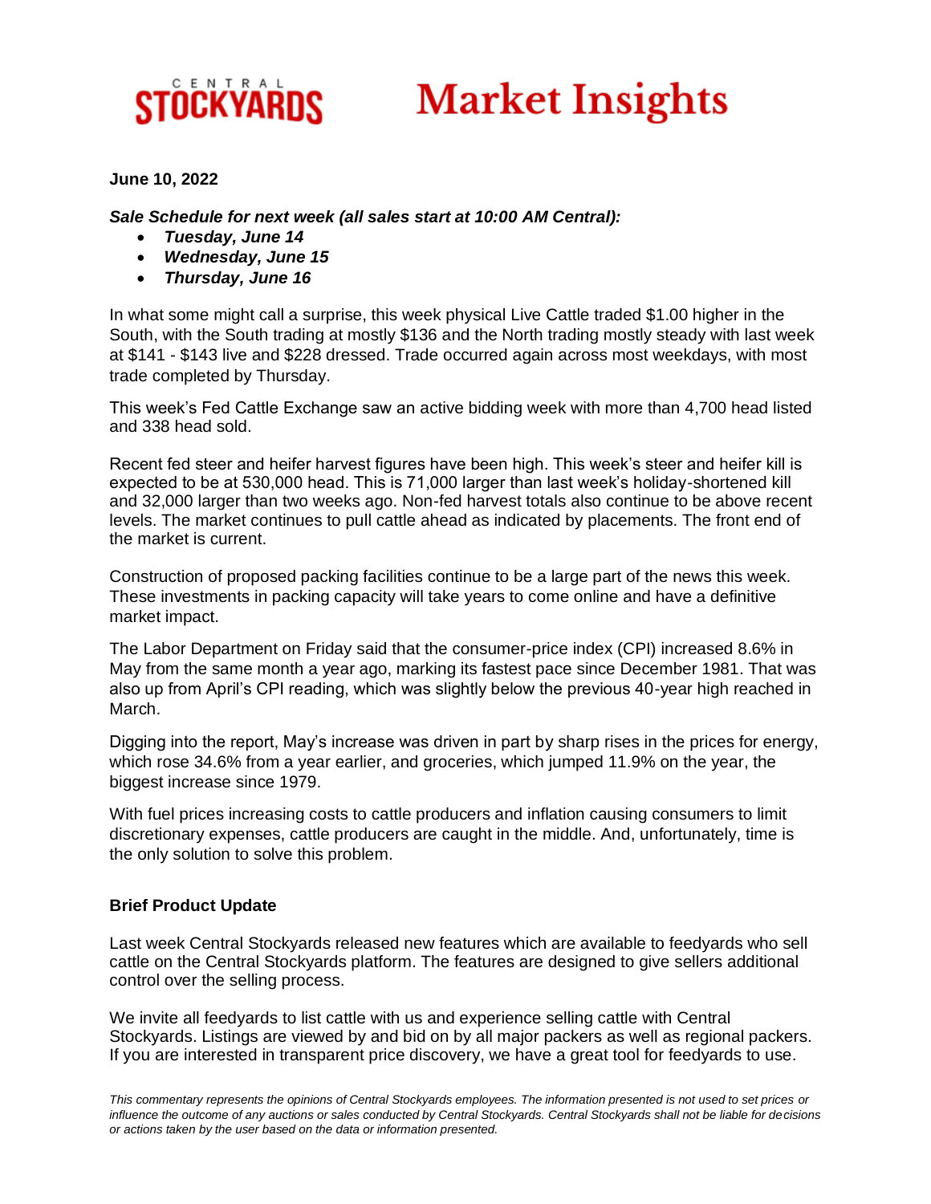# CENTRAL STOCKYARDS Market Insights

**June 10, 2022**

***Sale Schedule for next week (all sales start at 10:00 AM Central):***

- ***Tuesday, June 14***
- ***Wednesday, June 15***
- ***Thursday, June 16***

In what some might call a surprise, this week physical Live Cattle traded $1.00 higher in the South, with the South trading at mostly $136 and the North trading mostly steady with last week at $141 - $143 live and $228 dressed. Trade occurred again across most weekdays, with most trade completed by Thursday.

This week's Fed Cattle Exchange saw an active bidding week with more than 4,700 head listed and 338 head sold.

Recent fed steer and heifer harvest figures have been high. This week's steer and heifer kill is expected to be at 530,000 head. This is 71,000 larger than last week's holiday-shortened kill and 32,000 larger than two weeks ago. Non-fed harvest totals also continue to be above recent levels. The market continues to pull cattle ahead as indicated by placements. The front end of the market is current.

Construction of proposed packing facilities continue to be a large part of the news this week. These investments in packing capacity will take years to come online and have a definitive market impact.

The Labor Department on Friday said that the consumer-price index (CPI) increased 8.6% in May from the same month a year ago, marking its fastest pace since December 1981. That was also up from April's CPI reading, which was slightly below the previous 40-year high reached in March.

Digging into the report, May's increase was driven in part by sharp rises in the prices for energy, which rose 34.6% from a year earlier, and groceries, which jumped 11.9% on the year, the biggest increase since 1979.

With fuel prices increasing costs to cattle producers and inflation causing consumers to limit discretionary expenses, cattle producers are caught in the middle. And, unfortunately, time is the only solution to solve this problem.

**Brief Product Update**

Last week Central Stockyards released new features which are available to feedyards who sell cattle on the Central Stockyards platform. The features are designed to give sellers additional control over the selling process.

We invite all feedyards to list cattle with us and experience selling cattle with Central Stockyards. Listings are viewed by and bid on by all major packers as well as regional packers. If you are interested in transparent price discovery, we have a great tool for feedyards to use.

*This commentary represents the opinions of Central Stockyards employees. The information presented is not used to set prices or influence the outcome of any auctions or sales conducted by Central Stockyards. Central Stockyards shall not be liable for decisions or actions taken by the user based on the data or information presented.*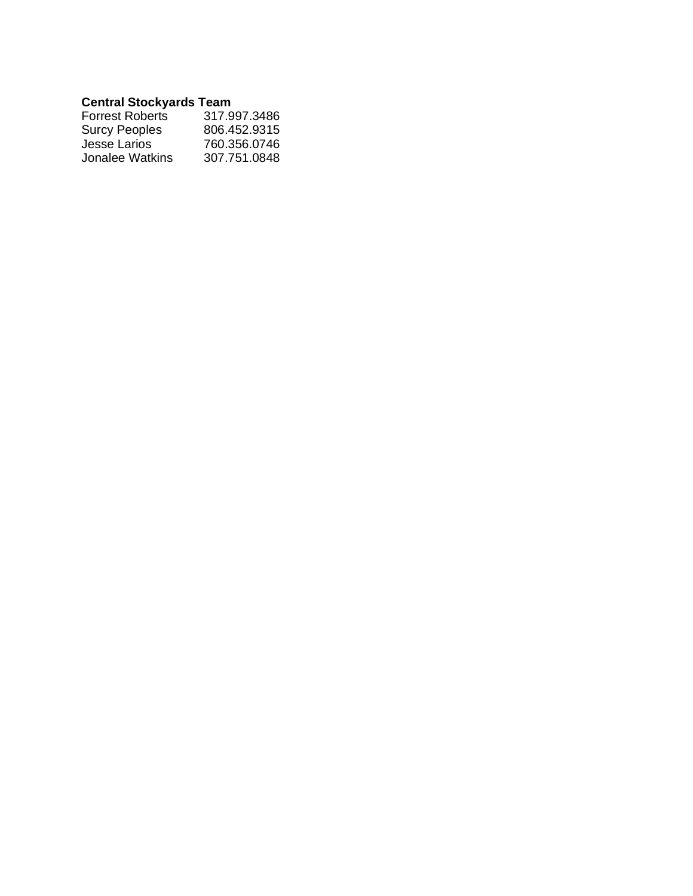**Central Stockyards Team**

| | |
|---|---|
| Forrest Roberts | 317.997.3486 |
| Surcy Peoples | 806.452.9315 |
| Jesse Larios | 760.356.0746 |
| Jonalee Watkins | 307.751.0848 |